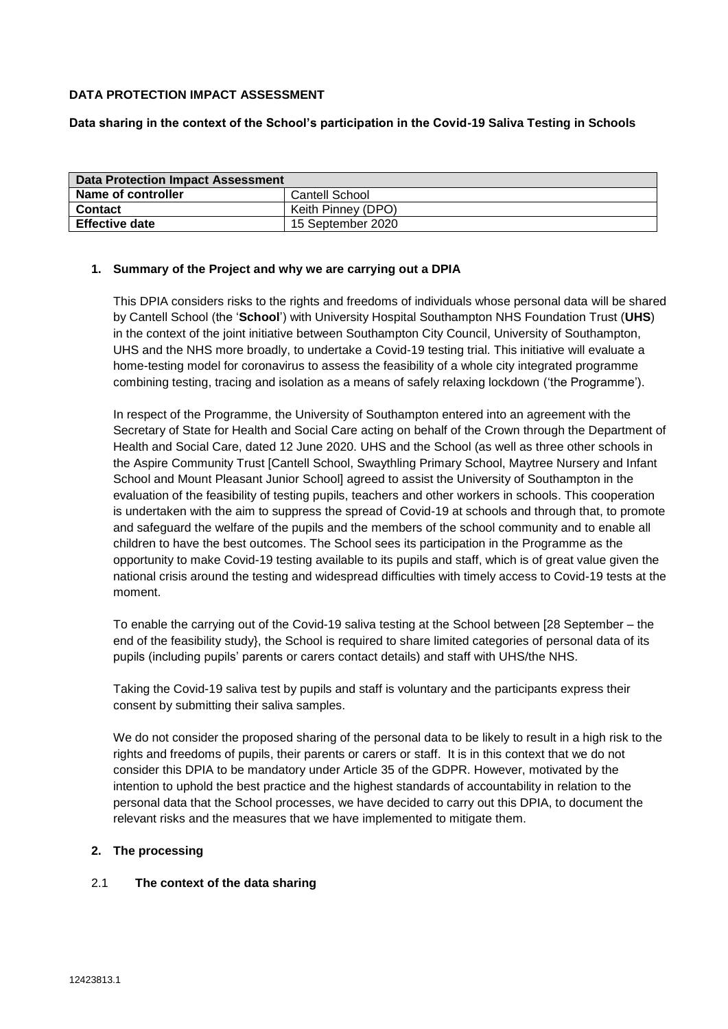**DATA PROTECTION IMPACT ASSESSMENT**

**Data sharing in the context of the School's participation in the Covid-19 Saliva Testing in Schools**

| **Data Protection Impact Assessment** | |
|---|---|
| **Name of controller** | Cantell School |
| **Contact** | Keith Pinney (DPO) |
| **Effective date** | 15 September 2020 |

## 1. Summary of the Project and why we are carrying out a DPIA

This DPIA considers risks to the rights and freedoms of individuals whose personal data will be shared by Cantell School (the '**School**') with University Hospital Southampton NHS Foundation Trust (**UHS**) in the context of the joint initiative between Southampton City Council, University of Southampton, UHS and the NHS more broadly, to undertake a Covid-19 testing trial. This initiative will evaluate a home-testing model for coronavirus to assess the feasibility of a whole city integrated programme combining testing, tracing and isolation as a means of safely relaxing lockdown ('the Programme').

In respect of the Programme, the University of Southampton entered into an agreement with the Secretary of State for Health and Social Care acting on behalf of the Crown through the Department of Health and Social Care, dated 12 June 2020. UHS and the School (as well as three other schools in the Aspire Community Trust [Cantell School, Swaythling Primary School, Maytree Nursery and Infant School and Mount Pleasant Junior School] agreed to assist the University of Southampton in the evaluation of the feasibility of testing pupils, teachers and other workers in schools. This cooperation is undertaken with the aim to suppress the spread of Covid-19 at schools and through that, to promote and safeguard the welfare of the pupils and the members of the school community and to enable all children to have the best outcomes. The School sees its participation in the Programme as the opportunity to make Covid-19 testing available to its pupils and staff, which is of great value given the national crisis around the testing and widespread difficulties with timely access to Covid-19 tests at the moment.

To enable the carrying out of the Covid-19 saliva testing at the School between [28 September – the end of the feasibility study}, the School is required to share limited categories of personal data of its pupils (including pupils' parents or carers contact details) and staff with UHS/the NHS.

Taking the Covid-19 saliva test by pupils and staff is voluntary and the participants express their consent by submitting their saliva samples.

We do not consider the proposed sharing of the personal data to be likely to result in a high risk to the rights and freedoms of pupils, their parents or carers or staff. It is in this context that we do not consider this DPIA to be mandatory under Article 35 of the GDPR. However, motivated by the intention to uphold the best practice and the highest standards of accountability in relation to the personal data that the School processes, we have decided to carry out this DPIA, to document the relevant risks and the measures that we have implemented to mitigate them.

## 2. The processing

### 2.1 The context of the data sharing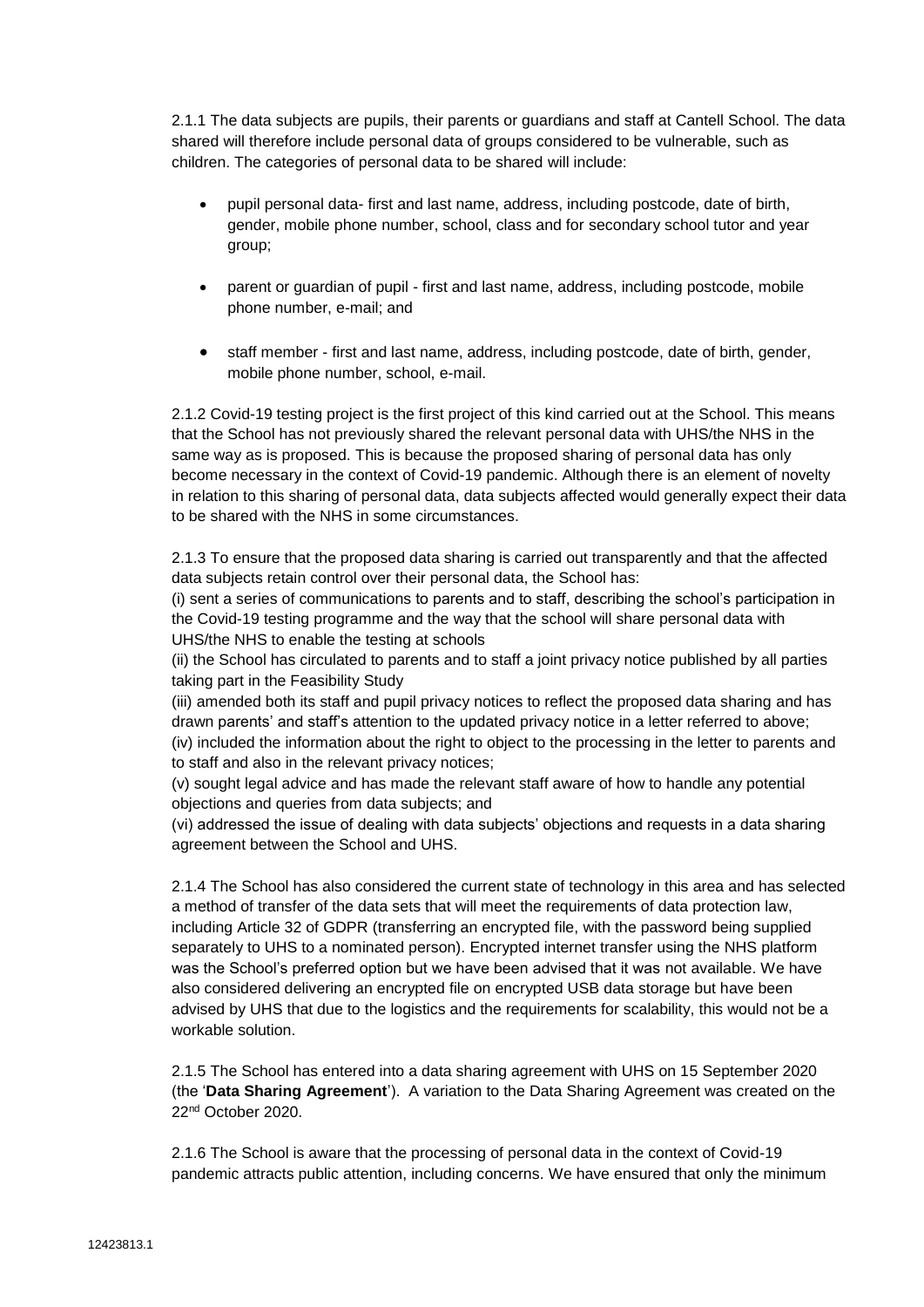2.1.1 The data subjects are pupils, their parents or guardians and staff at Cantell School. The data shared will therefore include personal data of groups considered to be vulnerable, such as children. The categories of personal data to be shared will include:

- pupil personal data- first and last name, address, including postcode, date of birth, gender, mobile phone number, school, class and for secondary school tutor and year group;
- parent or guardian of pupil - first and last name, address, including postcode, mobile phone number, e-mail; and
- staff member - first and last name, address, including postcode, date of birth, gender, mobile phone number, school, e-mail.

2.1.2 Covid-19 testing project is the first project of this kind carried out at the School. This means that the School has not previously shared the relevant personal data with UHS/the NHS in the same way as is proposed. This is because the proposed sharing of personal data has only become necessary in the context of Covid-19 pandemic. Although there is an element of novelty in relation to this sharing of personal data, data subjects affected would generally expect their data to be shared with the NHS in some circumstances.

2.1.3 To ensure that the proposed data sharing is carried out transparently and that the affected data subjects retain control over their personal data, the School has:
(i) sent a series of communications to parents and to staff, describing the school's participation in the Covid-19 testing programme and the way that the school will share personal data with UHS/the NHS to enable the testing at schools
(ii) the School has circulated to parents and to staff a joint privacy notice published by all parties taking part in the Feasibility Study
(iii) amended both its staff and pupil privacy notices to reflect the proposed data sharing and has drawn parents' and staff's attention to the updated privacy notice in a letter referred to above;
(iv) included the information about the right to object to the processing in the letter to parents and to staff and also in the relevant privacy notices;
(v) sought legal advice and has made the relevant staff aware of how to handle any potential objections and queries from data subjects; and
(vi) addressed the issue of dealing with data subjects' objections and requests in a data sharing agreement between the School and UHS.

2.1.4 The School has also considered the current state of technology in this area and has selected a method of transfer of the data sets that will meet the requirements of data protection law, including Article 32 of GDPR (transferring an encrypted file, with the password being supplied separately to UHS to a nominated person). Encrypted internet transfer using the NHS platform was the School's preferred option but we have been advised that it was not available. We have also considered delivering an encrypted file on encrypted USB data storage but have been advised by UHS that due to the logistics and the requirements for scalability, this would not be a workable solution.

2.1.5 The School has entered into a data sharing agreement with UHS on 15 September 2020 (the '**Data Sharing Agreement**'). A variation to the Data Sharing Agreement was created on the 22nd October 2020.

2.1.6 The School is aware that the processing of personal data in the context of Covid-19 pandemic attracts public attention, including concerns. We have ensured that only the minimum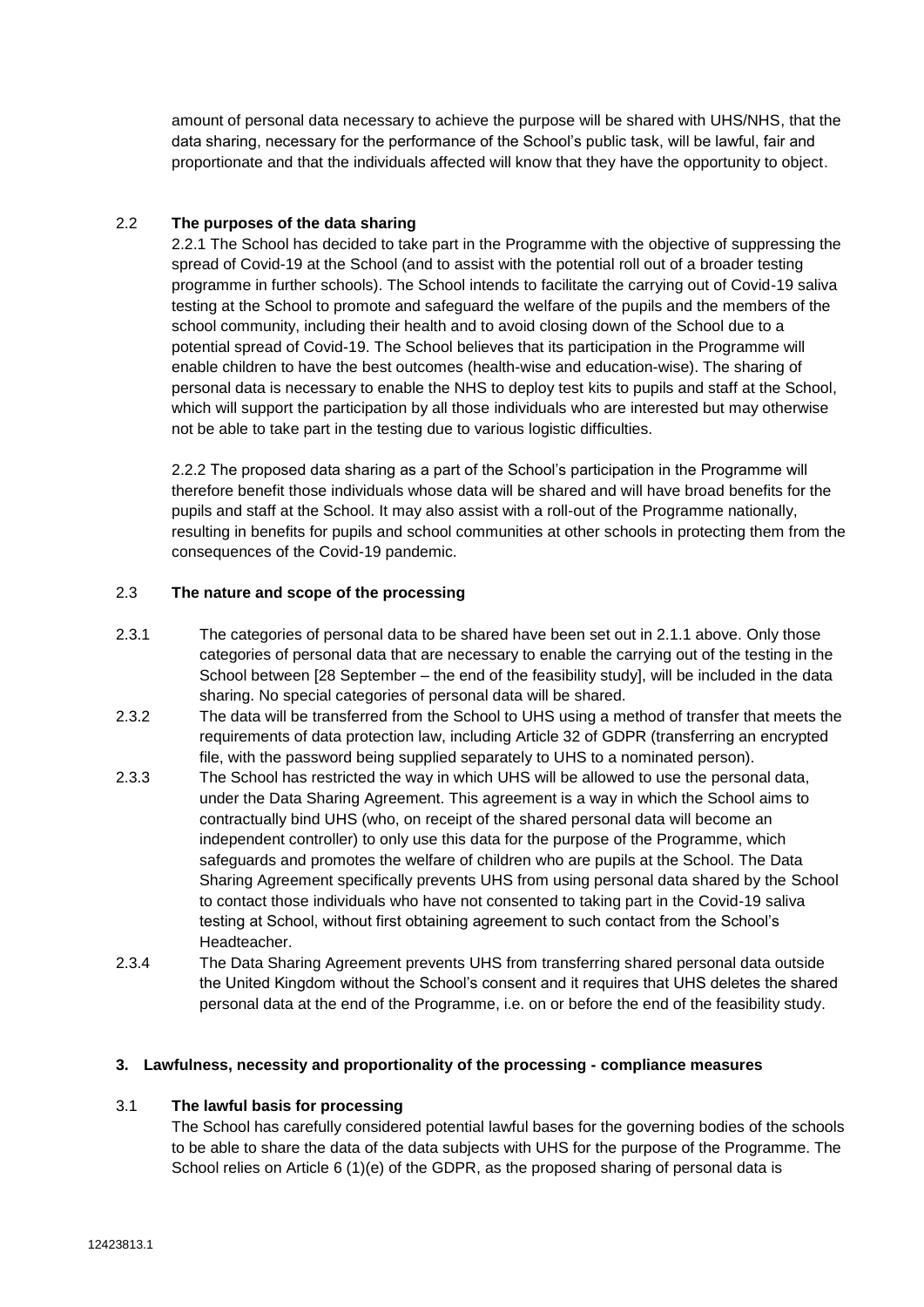amount of personal data necessary to achieve the purpose will be shared with UHS/NHS, that the data sharing, necessary for the performance of the School's public task, will be lawful, fair and proportionate and that the individuals affected will know that they have the opportunity to object.

### 2.2 The purposes of the data sharing

2.2.1 The School has decided to take part in the Programme with the objective of suppressing the spread of Covid-19 at the School (and to assist with the potential roll out of a broader testing programme in further schools). The School intends to facilitate the carrying out of Covid-19 saliva testing at the School to promote and safeguard the welfare of the pupils and the members of the school community, including their health and to avoid closing down of the School due to a potential spread of Covid-19. The School believes that its participation in the Programme will enable children to have the best outcomes (health-wise and education-wise). The sharing of personal data is necessary to enable the NHS to deploy test kits to pupils and staff at the School, which will support the participation by all those individuals who are interested but may otherwise not be able to take part in the testing due to various logistic difficulties.

2.2.2 The proposed data sharing as a part of the School's participation in the Programme will therefore benefit those individuals whose data will be shared and will have broad benefits for the pupils and staff at the School. It may also assist with a roll-out of the Programme nationally, resulting in benefits for pupils and school communities at other schools in protecting them from the consequences of the Covid-19 pandemic.

### 2.3 The nature and scope of the processing

2.3.1 The categories of personal data to be shared have been set out in 2.1.1 above. Only those categories of personal data that are necessary to enable the carrying out of the testing in the School between [28 September – the end of the feasibility study], will be included in the data sharing. No special categories of personal data will be shared.

2.3.2 The data will be transferred from the School to UHS using a method of transfer that meets the requirements of data protection law, including Article 32 of GDPR (transferring an encrypted file, with the password being supplied separately to UHS to a nominated person).

2.3.3 The School has restricted the way in which UHS will be allowed to use the personal data, under the Data Sharing Agreement. This agreement is a way in which the School aims to contractually bind UHS (who, on receipt of the shared personal data will become an independent controller) to only use this data for the purpose of the Programme, which safeguards and promotes the welfare of children who are pupils at the School. The Data Sharing Agreement specifically prevents UHS from using personal data shared by the School to contact those individuals who have not consented to taking part in the Covid-19 saliva testing at School, without first obtaining agreement to such contact from the School's Headteacher.

2.3.4 The Data Sharing Agreement prevents UHS from transferring shared personal data outside the United Kingdom without the School's consent and it requires that UHS deletes the shared personal data at the end of the Programme, i.e. on or before the end of the feasibility study.

## 3. Lawfulness, necessity and proportionality of the processing - compliance measures

### 3.1 The lawful basis for processing

The School has carefully considered potential lawful bases for the governing bodies of the schools to be able to share the data of the data subjects with UHS for the purpose of the Programme. The School relies on Article 6 (1)(e) of the GDPR, as the proposed sharing of personal data is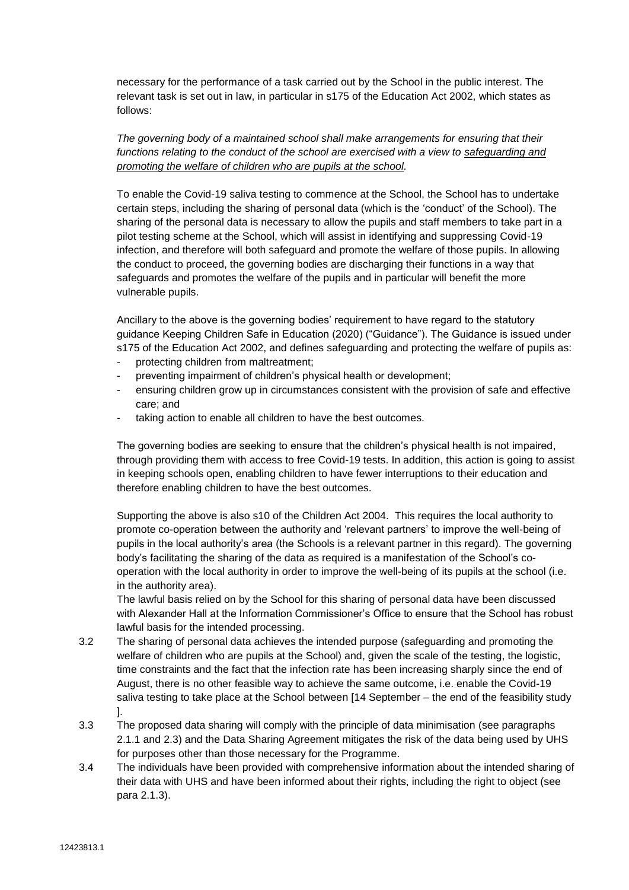necessary for the performance of a task carried out by the School in the public interest. The relevant task is set out in law, in particular in s175 of the Education Act 2002, which states as follows:

*The governing body of a maintained school shall make arrangements for ensuring that their functions relating to the conduct of the school are exercised with a view to safeguarding and promoting the welfare of children who are pupils at the school.*

To enable the Covid-19 saliva testing to commence at the School, the School has to undertake certain steps, including the sharing of personal data (which is the 'conduct' of the School). The sharing of the personal data is necessary to allow the pupils and staff members to take part in a pilot testing scheme at the School, which will assist in identifying and suppressing Covid-19 infection, and therefore will both safeguard and promote the welfare of those pupils. In allowing the conduct to proceed, the governing bodies are discharging their functions in a way that safeguards and promotes the welfare of the pupils and in particular will benefit the more vulnerable pupils.

Ancillary to the above is the governing bodies' requirement to have regard to the statutory guidance Keeping Children Safe in Education (2020) ("Guidance"). The Guidance is issued under s175 of the Education Act 2002, and defines safeguarding and protecting the welfare of pupils as:

- protecting children from maltreatment;
- preventing impairment of children's physical health or development;
- ensuring children grow up in circumstances consistent with the provision of safe and effective care; and
- taking action to enable all children to have the best outcomes.

The governing bodies are seeking to ensure that the children's physical health is not impaired, through providing them with access to free Covid-19 tests. In addition, this action is going to assist in keeping schools open, enabling children to have fewer interruptions to their education and therefore enabling children to have the best outcomes.

Supporting the above is also s10 of the Children Act 2004. This requires the local authority to promote co-operation between the authority and 'relevant partners' to improve the well-being of pupils in the local authority's area (the Schools is a relevant partner in this regard). The governing body's facilitating the sharing of the data as required is a manifestation of the School's co-operation with the local authority in order to improve the well-being of its pupils at the school (i.e. in the authority area).

The lawful basis relied on by the School for this sharing of personal data have been discussed with Alexander Hall at the Information Commissioner's Office to ensure that the School has robust lawful basis for the intended processing.

3.2 The sharing of personal data achieves the intended purpose (safeguarding and promoting the welfare of children who are pupils at the School) and, given the scale of the testing, the logistic, time constraints and the fact that the infection rate has been increasing sharply since the end of August, there is no other feasible way to achieve the same outcome, i.e. enable the Covid-19 saliva testing to take place at the School between [14 September – the end of the feasibility study ].

3.3 The proposed data sharing will comply with the principle of data minimisation (see paragraphs 2.1.1 and 2.3) and the Data Sharing Agreement mitigates the risk of the data being used by UHS for purposes other than those necessary for the Programme.

3.4 The individuals have been provided with comprehensive information about the intended sharing of their data with UHS and have been informed about their rights, including the right to object (see para 2.1.3).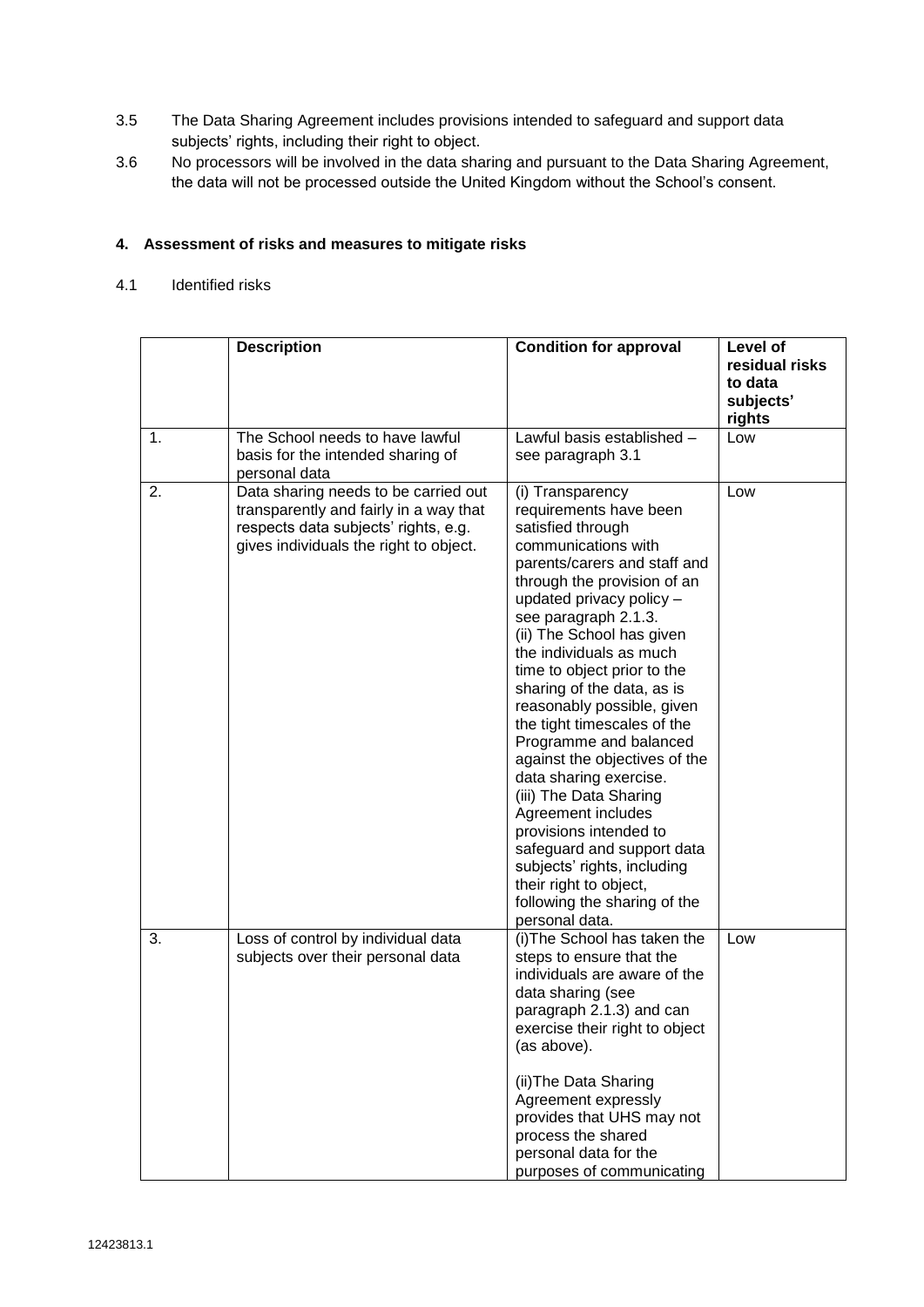3.5 The Data Sharing Agreement includes provisions intended to safeguard and support data subjects' rights, including their right to object.

3.6 No processors will be involved in the data sharing and pursuant to the Data Sharing Agreement, the data will not be processed outside the United Kingdom without the School's consent.

## 4. Assessment of risks and measures to mitigate risks

4.1 Identified risks

| | Description | Condition for approval | Level of residual risks to data subjects' rights |
|---|---|---|---|
| 1. | The School needs to have lawful basis for the intended sharing of personal data | Lawful basis established – see paragraph 3.1 | Low |
| 2. | Data sharing needs to be carried out transparently and fairly in a way that respects data subjects' rights, e.g. gives individuals the right to object. | (i) Transparency requirements have been satisfied through communications with parents/carers and staff and through the provision of an updated privacy policy – see paragraph 2.1.3. (ii) The School has given the individuals as much time to object prior to the sharing of the data, as is reasonably possible, given the tight timescales of the Programme and balanced against the objectives of the data sharing exercise. (iii) The Data Sharing Agreement includes provisions intended to safeguard and support data subjects' rights, including their right to object, following the sharing of the personal data. | Low |
| 3. | Loss of control by individual data subjects over their personal data | (i)The School has taken the steps to ensure that the individuals are aware of the data sharing (see paragraph 2.1.3) and can exercise their right to object (as above).<br><br>(ii)The Data Sharing Agreement expressly provides that UHS may not process the shared personal data for the purposes of communicating | Low |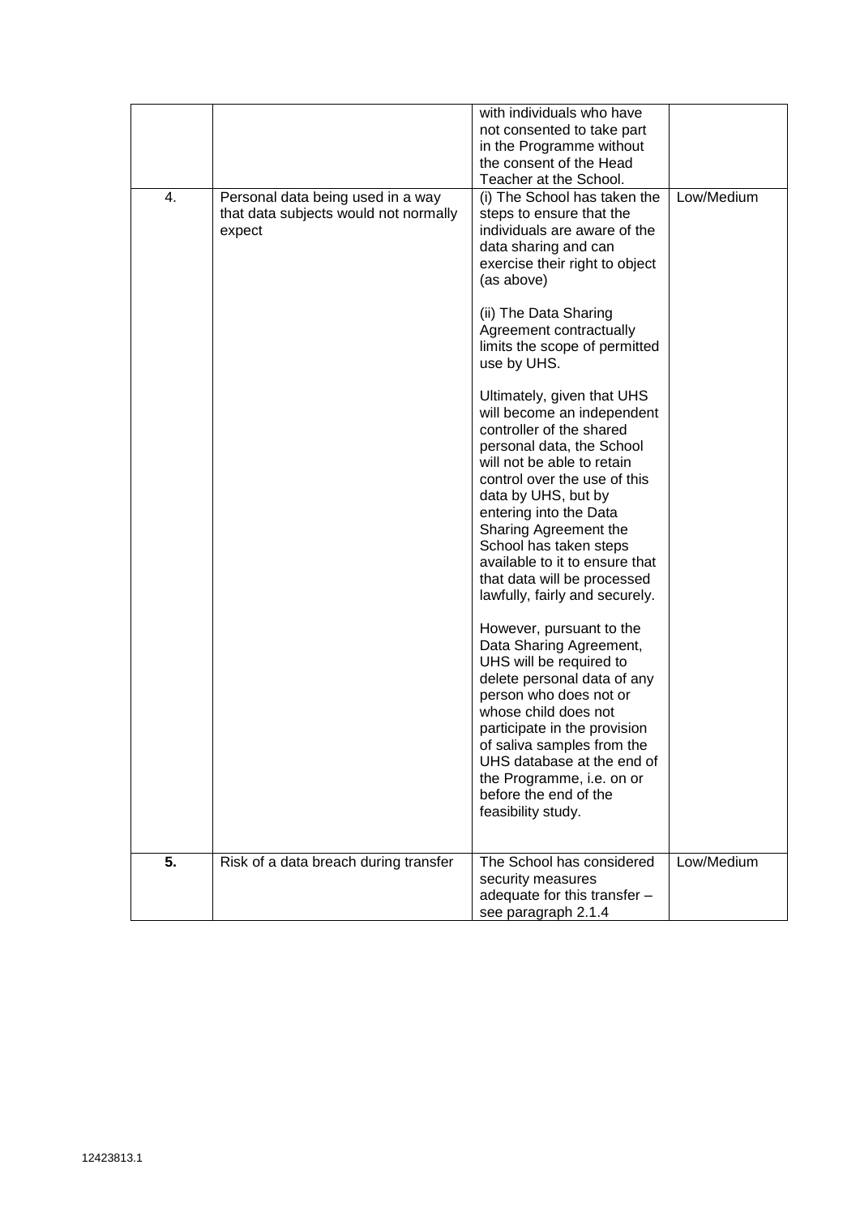| | | | |
|---|---|---|---|
| | | with individuals who have not consented to take part in the Programme without the consent of the Head Teacher at the School. | |
| 4. | Personal data being used in a way that data subjects would not normally expect | (i) The School has taken the steps to ensure that the individuals are aware of the data sharing and can exercise their right to object (as above)<br><br>(ii) The Data Sharing Agreement contractually limits the scope of permitted use by UHS.<br><br>Ultimately, given that UHS will become an independent controller of the shared personal data, the School will not be able to retain control over the use of this data by UHS, but by entering into the Data Sharing Agreement the School has taken steps available to it to ensure that that data will be processed lawfully, fairly and securely.<br><br>However, pursuant to the Data Sharing Agreement, UHS will be required to delete personal data of any person who does not or whose child does not participate in the provision of saliva samples from the UHS database at the end of the Programme, i.e. on or before the end of the feasibility study. | Low/Medium |
| **5.** | Risk of a data breach during transfer | The School has considered security measures adequate for this transfer – see paragraph 2.1.4 | Low/Medium |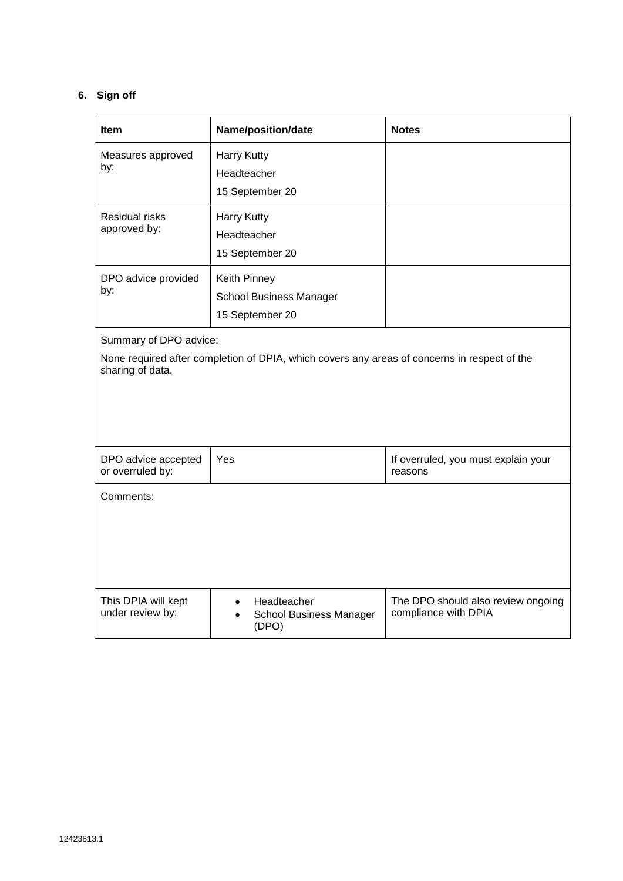## 6. Sign off

| Item | Name/position/date | Notes |
|---|---|---|
| Measures approved by: | Harry Kutty<br>Headteacher<br>15 September 20 | |
| Residual risks approved by: | Harry Kutty<br>Headteacher<br>15 September 20 | |
| DPO advice provided by: | Keith Pinney<br>School Business Manager<br>15 September 20 | |
| Summary of DPO advice:<br><br>None required after completion of DPIA, which covers any areas of concerns in respect of the sharing of data. | | |
| DPO advice accepted or overruled by: | Yes | If overruled, you must explain your reasons |
| Comments: | | |
| This DPIA will kept under review by: | • Headteacher<br>• School Business Manager (DPO) | The DPO should also review ongoing compliance with DPIA |

12423813.1